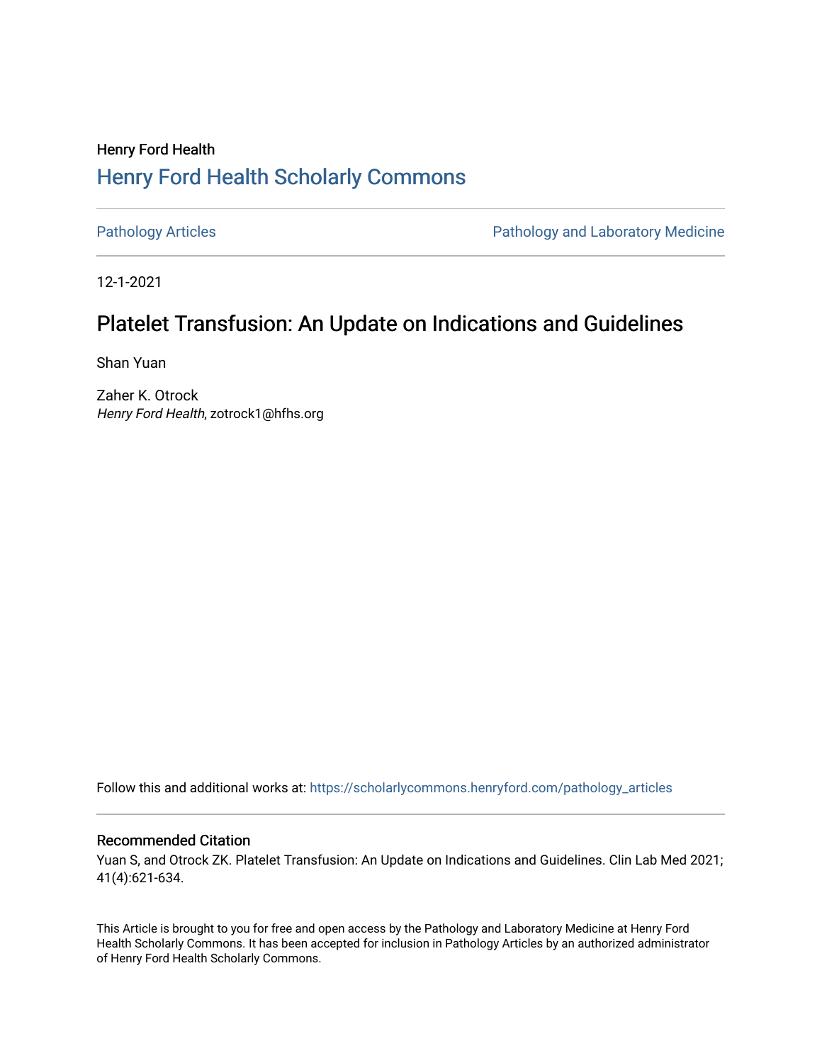Henry Ford Health

# Henry Ford Health Scholarly Commons

Pathology Articles | Pathology and Laboratory Medicine

12-1-2021

## Platelet Transfusion: An Update on Indications and Guidelines

Shan Yuan

Zaher K. Otrock
*Henry Ford Health*, zotrock1@hfhs.org

Follow this and additional works at: https://scholarlycommons.henryford.com/pathology_articles

### Recommended Citation

Yuan S, and Otrock ZK. Platelet Transfusion: An Update on Indications and Guidelines. Clin Lab Med 2021; 41(4):621-634.

This Article is brought to you for free and open access by the Pathology and Laboratory Medicine at Henry Ford Health Scholarly Commons. It has been accepted for inclusion in Pathology Articles by an authorized administrator of Henry Ford Health Scholarly Commons.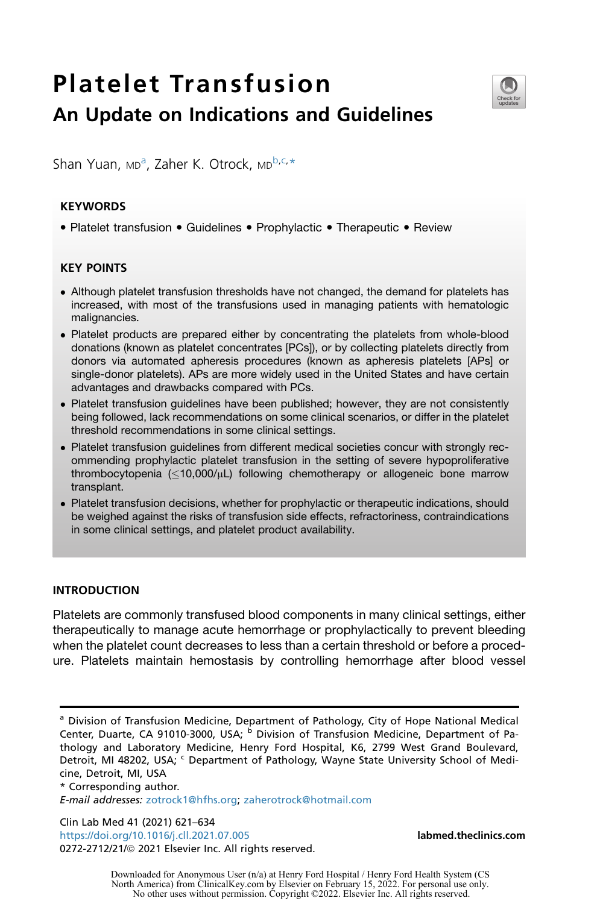# Platelet Transfusion

## An Update on Indications and Guidelines

Shan Yuan, MD[a], Zaher K. Otrock, MD[b,c,*]

### KEYWORDS

- Platelet transfusion • Guidelines • Prophylactic • Therapeutic • Review

### KEY POINTS

- Although platelet transfusion thresholds have not changed, the demand for platelets has increased, with most of the transfusions used in managing patients with hematologic malignancies.
- Platelet products are prepared either by concentrating the platelets from whole-blood donations (known as platelet concentrates [PCs]), or by collecting platelets directly from donors via automated apheresis procedures (known as apheresis platelets [APs] or single-donor platelets). APs are more widely used in the United States and have certain advantages and drawbacks compared with PCs.
- Platelet transfusion guidelines have been published; however, they are not consistently being followed, lack recommendations on some clinical scenarios, or differ in the platelet threshold recommendations in some clinical settings.
- Platelet transfusion guidelines from different medical societies concur with strongly recommending prophylactic platelet transfusion in the setting of severe hypoproliferative thrombocytopenia (≤10,000/μL) following chemotherapy or allogeneic bone marrow transplant.
- Platelet transfusion decisions, whether for prophylactic or therapeutic indications, should be weighed against the risks of transfusion side effects, refractoriness, contraindications in some clinical settings, and platelet product availability.

## INTRODUCTION

Platelets are commonly transfused blood components in many clinical settings, either therapeutically to manage acute hemorrhage or prophylactically to prevent bleeding when the platelet count decreases to less than a certain threshold or before a procedure. Platelets maintain hemostasis by controlling hemorrhage after blood vessel

---

[a] Division of Transfusion Medicine, Department of Pathology, City of Hope National Medical Center, Duarte, CA 91010-3000, USA; [b] Division of Transfusion Medicine, Department of Pathology and Laboratory Medicine, Henry Ford Hospital, K6, 2799 West Grand Boulevard, Detroit, MI 48202, USA; [c] Department of Pathology, Wayne State University School of Medicine, Detroit, MI, USA

\* Corresponding author.

*E-mail addresses:* zotrock1@hfhs.org; zaherotrock@hotmail.com

https://doi.org/10.1016/j.cll.2021.07.005

0272-2712/21/© 2021 Elsevier Inc. All rights reserved.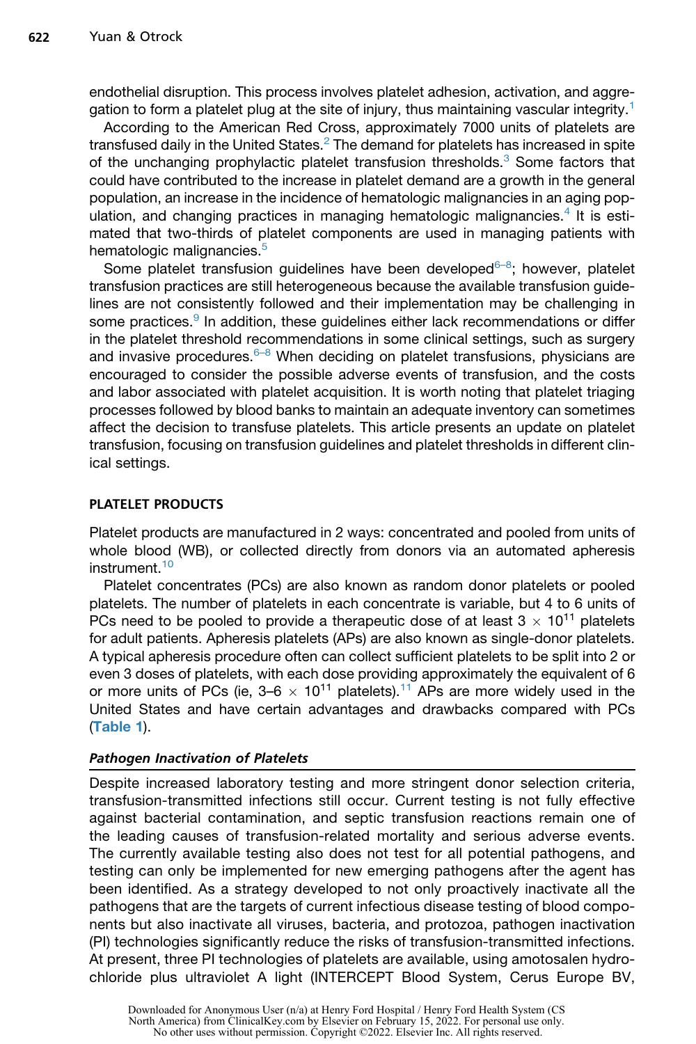endothelial disruption. This process involves platelet adhesion, activation, and aggregation to form a platelet plug at the site of injury, thus maintaining vascular integrity.[1]

According to the American Red Cross, approximately 7000 units of platelets are transfused daily in the United States.[2] The demand for platelets has increased in spite of the unchanging prophylactic platelet transfusion thresholds.[3] Some factors that could have contributed to the increase in platelet demand are a growth in the general population, an increase in the incidence of hematologic malignancies in an aging population, and changing practices in managing hematologic malignancies.[4] It is estimated that two-thirds of platelet components are used in managing patients with hematologic malignancies.[5]

Some platelet transfusion guidelines have been developed[6–8]; however, platelet transfusion practices are still heterogeneous because the available transfusion guidelines are not consistently followed and their implementation may be challenging in some practices.[9] In addition, these guidelines either lack recommendations or differ in the platelet threshold recommendations in some clinical settings, such as surgery and invasive procedures.[6–8] When deciding on platelet transfusions, physicians are encouraged to consider the possible adverse events of transfusion, and the costs and labor associated with platelet acquisition. It is worth noting that platelet triaging processes followed by blood banks to maintain an adequate inventory can sometimes affect the decision to transfuse platelets. This article presents an update on platelet transfusion, focusing on transfusion guidelines and platelet thresholds in different clinical settings.

## PLATELET PRODUCTS

Platelet products are manufactured in 2 ways: concentrated and pooled from units of whole blood (WB), or collected directly from donors via an automated apheresis instrument.[10]

Platelet concentrates (PCs) are also known as random donor platelets or pooled platelets. The number of platelets in each concentrate is variable, but 4 to 6 units of PCs need to be pooled to provide a therapeutic dose of at least $3 \times 10^{11}$ platelets for adult patients. Apheresis platelets (APs) are also known as single-donor platelets. A typical apheresis procedure often can collect sufficient platelets to be split into 2 or even 3 doses of platelets, with each dose providing approximately the equivalent of 6 or more units of PCs (ie, $3–6 \times 10^{11}$ platelets).[11] APs are more widely used in the United States and have certain advantages and drawbacks compared with PCs (**Table 1**).

### *Pathogen Inactivation of Platelets*

Despite increased laboratory testing and more stringent donor selection criteria, transfusion-transmitted infections still occur. Current testing is not fully effective against bacterial contamination, and septic transfusion reactions remain one of the leading causes of transfusion-related mortality and serious adverse events. The currently available testing also does not test for all potential pathogens, and testing can only be implemented for new emerging pathogens after the agent has been identified. As a strategy developed to not only proactively inactivate all the pathogens that are the targets of current infectious disease testing of blood components but also inactivate all viruses, bacteria, and protozoa, pathogen inactivation (PI) technologies significantly reduce the risks of transfusion-transmitted infections. At present, three PI technologies of platelets are available, using amotosalen hydrochloride plus ultraviolet A light (INTERCEPT Blood System, Cerus Europe BV,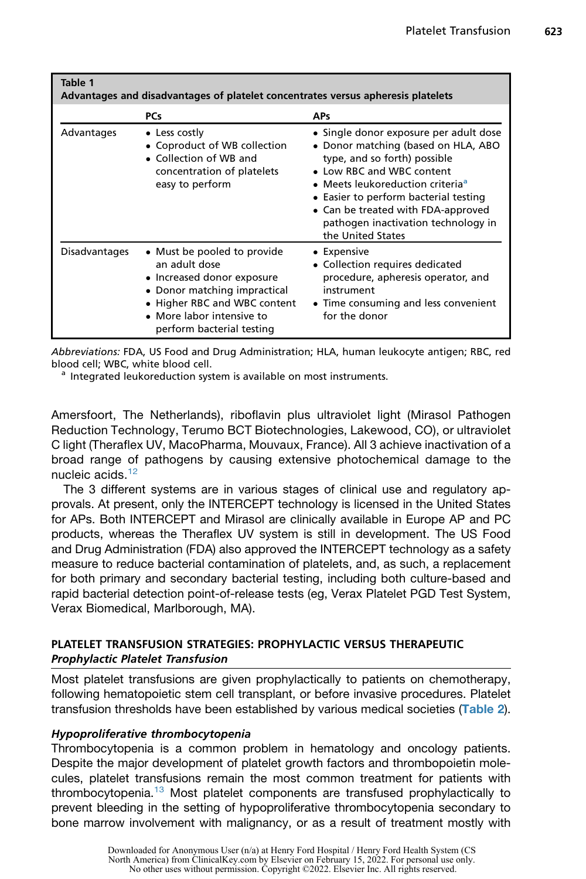**Table 1**
**Advantages and disadvantages of platelet concentrates versus apheresis platelets**

| | PCs | APs |
|---|---|---|
| Advantages | • Less costly<br>• Coproduct of WB collection<br>• Collection of WB and concentration of platelets easy to perform | • Single donor exposure per adult dose<br>• Donor matching (based on HLA, ABO type, and so forth) possible<br>• Low RBC and WBC content<br>• Meets leukoreduction criteria[a]<br>• Easier to perform bacterial testing<br>• Can be treated with FDA-approved pathogen inactivation technology in the United States |
| Disadvantages | • Must be pooled to provide an adult dose<br>• Increased donor exposure<br>• Donor matching impractical<br>• Higher RBC and WBC content<br>• More labor intensive to perform bacterial testing | • Expensive<br>• Collection requires dedicated procedure, apheresis operator, and instrument<br>• Time consuming and less convenient for the donor |

*Abbreviations:* FDA, US Food and Drug Administration; HLA, human leukocyte antigen; RBC, red blood cell; WBC, white blood cell.
[a] Integrated leukoreduction system is available on most instruments.

Amersfoort, The Netherlands), riboflavin plus ultraviolet light (Mirasol Pathogen Reduction Technology, Terumo BCT Biotechnologies, Lakewood, CO), or ultraviolet C light (Theraflex UV, MacoPharma, Mouvaux, France). All 3 achieve inactivation of a broad range of pathogens by causing extensive photochemical damage to the nucleic acids.[12]

The 3 different systems are in various stages of clinical use and regulatory approvals. At present, only the INTERCEPT technology is licensed in the United States for APs. Both INTERCEPT and Mirasol are clinically available in Europe AP and PC products, whereas the Theraflex UV system is still in development. The US Food and Drug Administration (FDA) also approved the INTERCEPT technology as a safety measure to reduce bacterial contamination of platelets, and, as such, a replacement for both primary and secondary bacterial testing, including both culture-based and rapid bacterial detection point-of-release tests (eg, Verax Platelet PGD Test System, Verax Biomedical, Marlborough, MA).

## PLATELET TRANSFUSION STRATEGIES: PROPHYLACTIC VERSUS THERAPEUTIC

### *Prophylactic Platelet Transfusion*

Most platelet transfusions are given prophylactically to patients on chemotherapy, following hematopoietic stem cell transplant, or before invasive procedures. Platelet transfusion thresholds have been established by various medical societies (**Table 2**).

#### *Hypoproliferative thrombocytopenia*

Thrombocytopenia is a common problem in hematology and oncology patients. Despite the major development of platelet growth factors and thrombopoietin molecules, platelet transfusions remain the most common treatment for patients with thrombocytopenia.[13] Most platelet components are transfused prophylactically to prevent bleeding in the setting of hypoproliferative thrombocytopenia secondary to bone marrow involvement with malignancy, or as a result of treatment mostly with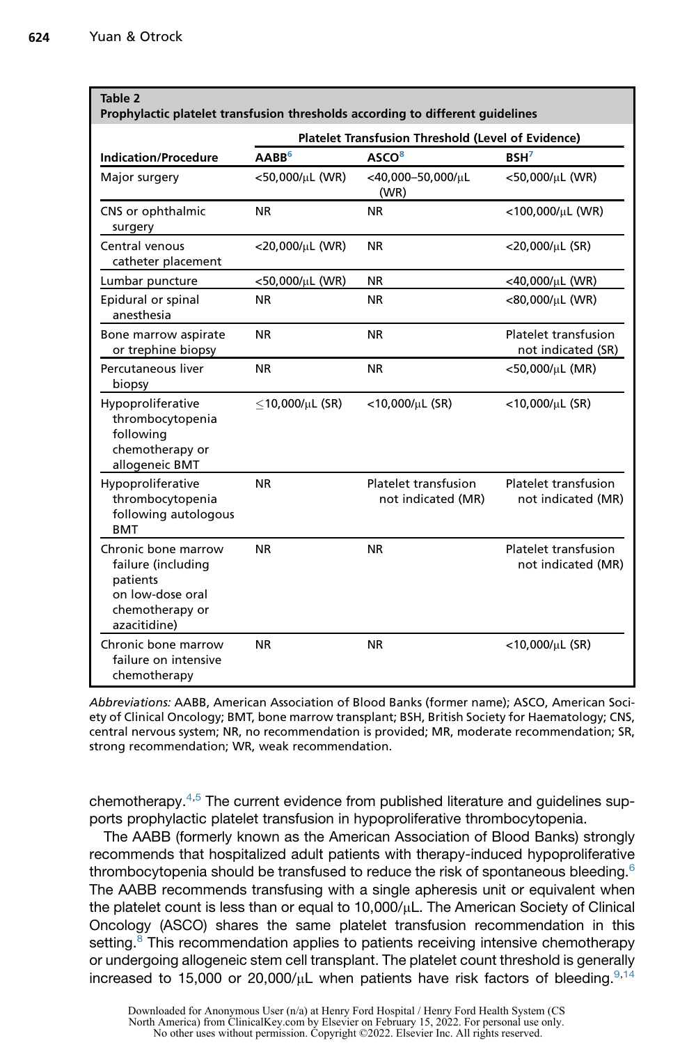**Table 2**
**Prophylactic platelet transfusion thresholds according to different guidelines**

| Indication/Procedure | Platelet Transfusion Threshold (Level of Evidence) | | |
|---|---|---|---|
| | AABB[6] | ASCO[8] | BSH[7] |
| Major surgery | <50,000/μL (WR) | <40,000–50,000/μL (WR) | <50,000/μL (WR) |
| CNS or ophthalmic surgery | NR | NR | <100,000/μL (WR) |
| Central venous catheter placement | <20,000/μL (WR) | NR | <20,000/μL (SR) |
| Lumbar puncture | <50,000/μL (WR) | NR | <40,000/μL (WR) |
| Epidural or spinal anesthesia | NR | NR | <80,000/μL (WR) |
| Bone marrow aspirate or trephine biopsy | NR | NR | Platelet transfusion not indicated (SR) |
| Percutaneous liver biopsy | NR | NR | <50,000/μL (MR) |
| Hypoproliferative thrombocytopenia following chemotherapy or allogeneic BMT | ≤10,000/μL (SR) | <10,000/μL (SR) | <10,000/μL (SR) |
| Hypoproliferative thrombocytopenia following autologous BMT | NR | Platelet transfusion not indicated (MR) | Platelet transfusion not indicated (MR) |
| Chronic bone marrow failure (including patients on low-dose oral chemotherapy or azacitidine) | NR | NR | Platelet transfusion not indicated (MR) |
| Chronic bone marrow failure on intensive chemotherapy | NR | NR | <10,000/μL (SR) |

*Abbreviations:* AABB, American Association of Blood Banks (former name); ASCO, American Society of Clinical Oncology; BMT, bone marrow transplant; BSH, British Society for Haematology; CNS, central nervous system; NR, no recommendation is provided; MR, moderate recommendation; SR, strong recommendation; WR, weak recommendation.

chemotherapy.[4,5] The current evidence from published literature and guidelines supports prophylactic platelet transfusion in hypoproliferative thrombocytopenia.

The AABB (formerly known as the American Association of Blood Banks) strongly recommends that hospitalized adult patients with therapy-induced hypoproliferative thrombocytopenia should be transfused to reduce the risk of spontaneous bleeding.[6] The AABB recommends transfusing with a single apheresis unit or equivalent when the platelet count is less than or equal to 10,000/μL. The American Society of Clinical Oncology (ASCO) shares the same platelet transfusion recommendation in this setting.[8] This recommendation applies to patients receiving intensive chemotherapy or undergoing allogeneic stem cell transplant. The platelet count threshold is generally increased to 15,000 or 20,000/μL when patients have risk factors of bleeding.[9,14]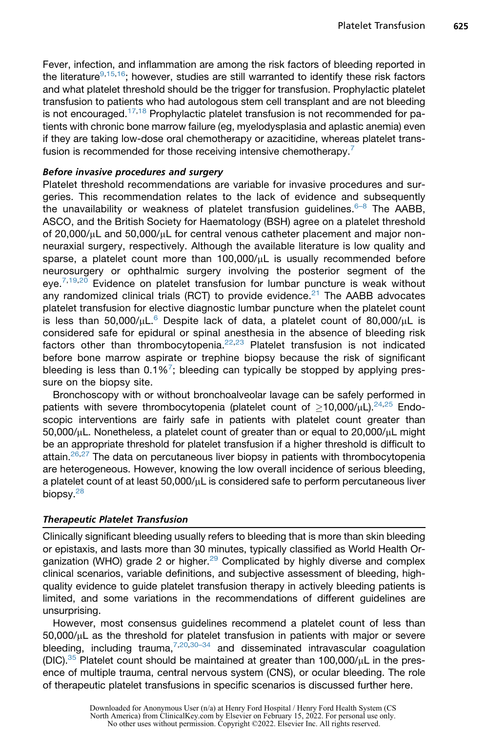Fever, infection, and inflammation are among the risk factors of bleeding reported in the literature[9,15,16]; however, studies are still warranted to identify these risk factors and what platelet threshold should be the trigger for transfusion. Prophylactic platelet transfusion to patients who had autologous stem cell transplant and are not bleeding is not encouraged.[17,18] Prophylactic platelet transfusion is not recommended for patients with chronic bone marrow failure (eg, myelodysplasia and aplastic anemia) even if they are taking low-dose oral chemotherapy or azacitidine, whereas platelet transfusion is recommended for those receiving intensive chemotherapy.[7]

***Before invasive procedures and surgery***

Platelet threshold recommendations are variable for invasive procedures and surgeries. This recommendation relates to the lack of evidence and subsequently the unavailability or weakness of platelet transfusion guidelines.[6–8] The AABB, ASCO, and the British Society for Haematology (BSH) agree on a platelet threshold of 20,000/μL and 50,000/μL for central venous catheter placement and major non-neuraxial surgery, respectively. Although the available literature is low quality and sparse, a platelet count more than 100,000/μL is usually recommended before neurosurgery or ophthalmic surgery involving the posterior segment of the eye.[7,19,20] Evidence on platelet transfusion for lumbar puncture is weak without any randomized clinical trials (RCT) to provide evidence.[21] The AABB advocates platelet transfusion for elective diagnostic lumbar puncture when the platelet count is less than 50,000/μL.[6] Despite lack of data, a platelet count of 80,000/μL is considered safe for epidural or spinal anesthesia in the absence of bleeding risk factors other than thrombocytopenia.[22,23] Platelet transfusion is not indicated before bone marrow aspirate or trephine biopsy because the risk of significant bleeding is less than 0.1%[7]; bleeding can typically be stopped by applying pressure on the biopsy site.

Bronchoscopy with or without bronchoalveolar lavage can be safely performed in patients with severe thrombocytopenia (platelet count of ≥10,000/μL).[24,25] Endoscopic interventions are fairly safe in patients with platelet count greater than 50,000/μL. Nonetheless, a platelet count of greater than or equal to 20,000/μL might be an appropriate threshold for platelet transfusion if a higher threshold is difficult to attain.[26,27] The data on percutaneous liver biopsy in patients with thrombocytopenia are heterogeneous. However, knowing the low overall incidence of serious bleeding, a platelet count of at least 50,000/μL is considered safe to perform percutaneous liver biopsy.[28]

### *Therapeutic Platelet Transfusion*

Clinically significant bleeding usually refers to bleeding that is more than skin bleeding or epistaxis, and lasts more than 30 minutes, typically classified as World Health Organization (WHO) grade 2 or higher.[29] Complicated by highly diverse and complex clinical scenarios, variable definitions, and subjective assessment of bleeding, high-quality evidence to guide platelet transfusion therapy in actively bleeding patients is limited, and some variations in the recommendations of different guidelines are unsurprising.

However, most consensus guidelines recommend a platelet count of less than 50,000/μL as the threshold for platelet transfusion in patients with major or severe bleeding, including trauma,[7,20,30–34] and disseminated intravascular coagulation (DIC).[35] Platelet count should be maintained at greater than 100,000/μL in the presence of multiple trauma, central nervous system (CNS), or ocular bleeding. The role of therapeutic platelet transfusions in specific scenarios is discussed further here.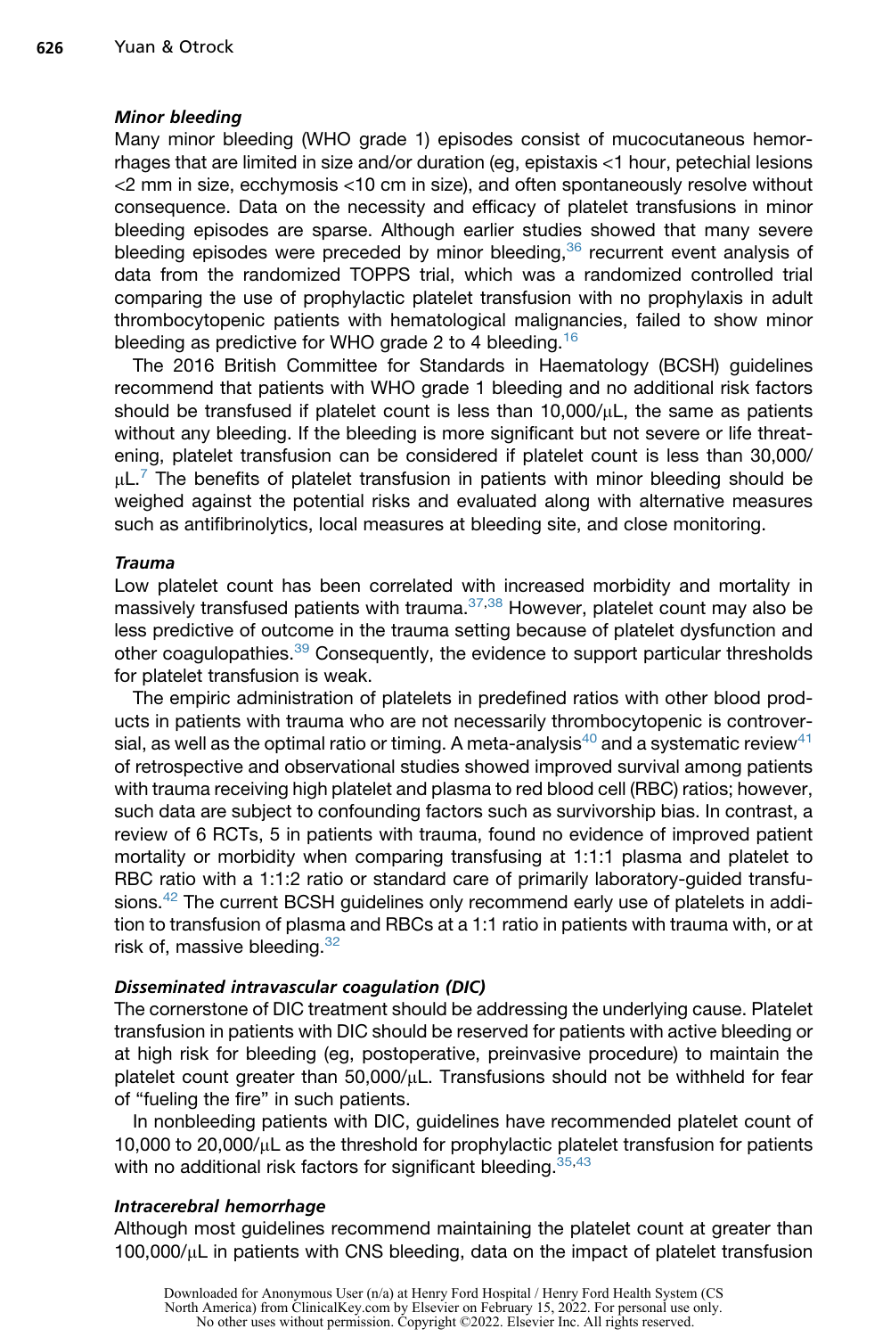#### *Minor bleeding*

Many minor bleeding (WHO grade 1) episodes consist of mucocutaneous hemorrhages that are limited in size and/or duration (eg, epistaxis <1 hour, petechial lesions <2 mm in size, ecchymosis <10 cm in size), and often spontaneously resolve without consequence. Data on the necessity and efficacy of platelet transfusions in minor bleeding episodes are sparse. Although earlier studies showed that many severe bleeding episodes were preceded by minor bleeding,[36] recurrent event analysis of data from the randomized TOPPS trial, which was a randomized controlled trial comparing the use of prophylactic platelet transfusion with no prophylaxis in adult thrombocytopenic patients with hematological malignancies, failed to show minor bleeding as predictive for WHO grade 2 to 4 bleeding.[16]

The 2016 British Committee for Standards in Haematology (BCSH) guidelines recommend that patients with WHO grade 1 bleeding and no additional risk factors should be transfused if platelet count is less than 10,000/μL, the same as patients without any bleeding. If the bleeding is more significant but not severe or life threatening, platelet transfusion can be considered if platelet count is less than 30,000/μL.[7] The benefits of platelet transfusion in patients with minor bleeding should be weighed against the potential risks and evaluated along with alternative measures such as antifibrinolytics, local measures at bleeding site, and close monitoring.

#### *Trauma*

Low platelet count has been correlated with increased morbidity and mortality in massively transfused patients with trauma.[37,38] However, platelet count may also be less predictive of outcome in the trauma setting because of platelet dysfunction and other coagulopathies.[39] Consequently, the evidence to support particular thresholds for platelet transfusion is weak.

The empiric administration of platelets in predefined ratios with other blood products in patients with trauma who are not necessarily thrombocytopenic is controversial, as well as the optimal ratio or timing. A meta-analysis[40] and a systematic review[41] of retrospective and observational studies showed improved survival among patients with trauma receiving high platelet and plasma to red blood cell (RBC) ratios; however, such data are subject to confounding factors such as survivorship bias. In contrast, a review of 6 RCTs, 5 in patients with trauma, found no evidence of improved patient mortality or morbidity when comparing transfusing at 1:1:1 plasma and platelet to RBC ratio with a 1:1:2 ratio or standard care of primarily laboratory-guided transfusions.[42] The current BCSH guidelines only recommend early use of platelets in addition to transfusion of plasma and RBCs at a 1:1 ratio in patients with trauma with, or at risk of, massive bleeding.[32]

#### *Disseminated intravascular coagulation (DIC)*

The cornerstone of DIC treatment should be addressing the underlying cause. Platelet transfusion in patients with DIC should be reserved for patients with active bleeding or at high risk for bleeding (eg, postoperative, preinvasive procedure) to maintain the platelet count greater than 50,000/μL. Transfusions should not be withheld for fear of "fueling the fire" in such patients.

In nonbleeding patients with DIC, guidelines have recommended platelet count of 10,000 to 20,000/μL as the threshold for prophylactic platelet transfusion for patients with no additional risk factors for significant bleeding.[35,43]

#### *Intracerebral hemorrhage*

Although most guidelines recommend maintaining the platelet count at greater than 100,000/μL in patients with CNS bleeding, data on the impact of platelet transfusion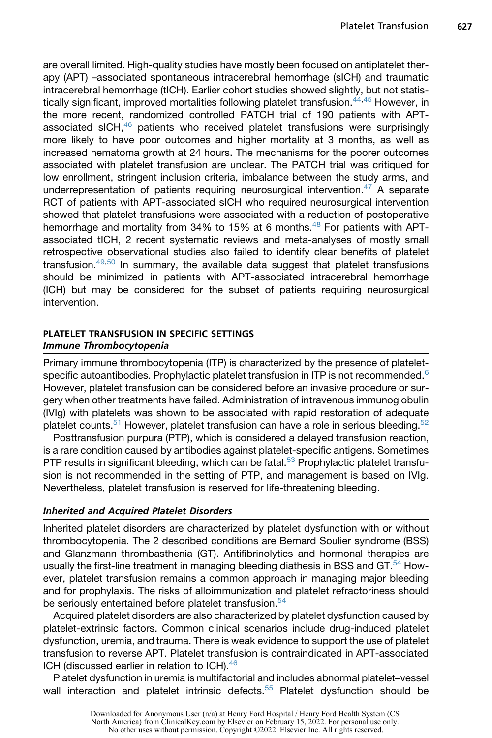are overall limited. High-quality studies have mostly been focused on antiplatelet therapy (APT) –associated spontaneous intracerebral hemorrhage (sICH) and traumatic intracerebral hemorrhage (tICH). Earlier cohort studies showed slightly, but not statistically significant, improved mortalities following platelet transfusion.[44,45] However, in the more recent, randomized controlled PATCH trial of 190 patients with APT-associated sICH,[46] patients who received platelet transfusions were surprisingly more likely to have poor outcomes and higher mortality at 3 months, as well as increased hematoma growth at 24 hours. The mechanisms for the poorer outcomes associated with platelet transfusion are unclear. The PATCH trial was critiqued for low enrollment, stringent inclusion criteria, imbalance between the study arms, and underrepresentation of patients requiring neurosurgical intervention.[47] A separate RCT of patients with APT-associated sICH who required neurosurgical intervention showed that platelet transfusions were associated with a reduction of postoperative hemorrhage and mortality from 34% to 15% at 6 months.[48] For patients with APT-associated tICH, 2 recent systematic reviews and meta-analyses of mostly small retrospective observational studies also failed to identify clear benefits of platelet transfusion.[49,50] In summary, the available data suggest that platelet transfusions should be minimized in patients with APT-associated intracerebral hemorrhage (ICH) but may be considered for the subset of patients requiring neurosurgical intervention.

## PLATELET TRANSFUSION IN SPECIFIC SETTINGS

### *Immune Thrombocytopenia*

Primary immune thrombocytopenia (ITP) is characterized by the presence of platelet-specific autoantibodies. Prophylactic platelet transfusion in ITP is not recommended.[6] However, platelet transfusion can be considered before an invasive procedure or surgery when other treatments have failed. Administration of intravenous immunoglobulin (IVIg) with platelets was shown to be associated with rapid restoration of adequate platelet counts.[51] However, platelet transfusion can have a role in serious bleeding.[52]

Posttransfusion purpura (PTP), which is considered a delayed transfusion reaction, is a rare condition caused by antibodies against platelet-specific antigens. Sometimes PTP results in significant bleeding, which can be fatal.[53] Prophylactic platelet transfusion is not recommended in the setting of PTP, and management is based on IVIg. Nevertheless, platelet transfusion is reserved for life-threatening bleeding.

### *Inherited and Acquired Platelet Disorders*

Inherited platelet disorders are characterized by platelet dysfunction with or without thrombocytopenia. The 2 described conditions are Bernard Soulier syndrome (BSS) and Glanzmann thrombasthenia (GT). Antifibrinolytics and hormonal therapies are usually the first-line treatment in managing bleeding diathesis in BSS and GT.[54] However, platelet transfusion remains a common approach in managing major bleeding and for prophylaxis. The risks of alloimmunization and platelet refractoriness should be seriously entertained before platelet transfusion.[54]

Acquired platelet disorders are also characterized by platelet dysfunction caused by platelet-extrinsic factors. Common clinical scenarios include drug-induced platelet dysfunction, uremia, and trauma. There is weak evidence to support the use of platelet transfusion to reverse APT. Platelet transfusion is contraindicated in APT-associated ICH (discussed earlier in relation to ICH).[46]

Platelet dysfunction in uremia is multifactorial and includes abnormal platelet–vessel wall interaction and platelet intrinsic defects.[55] Platelet dysfunction should be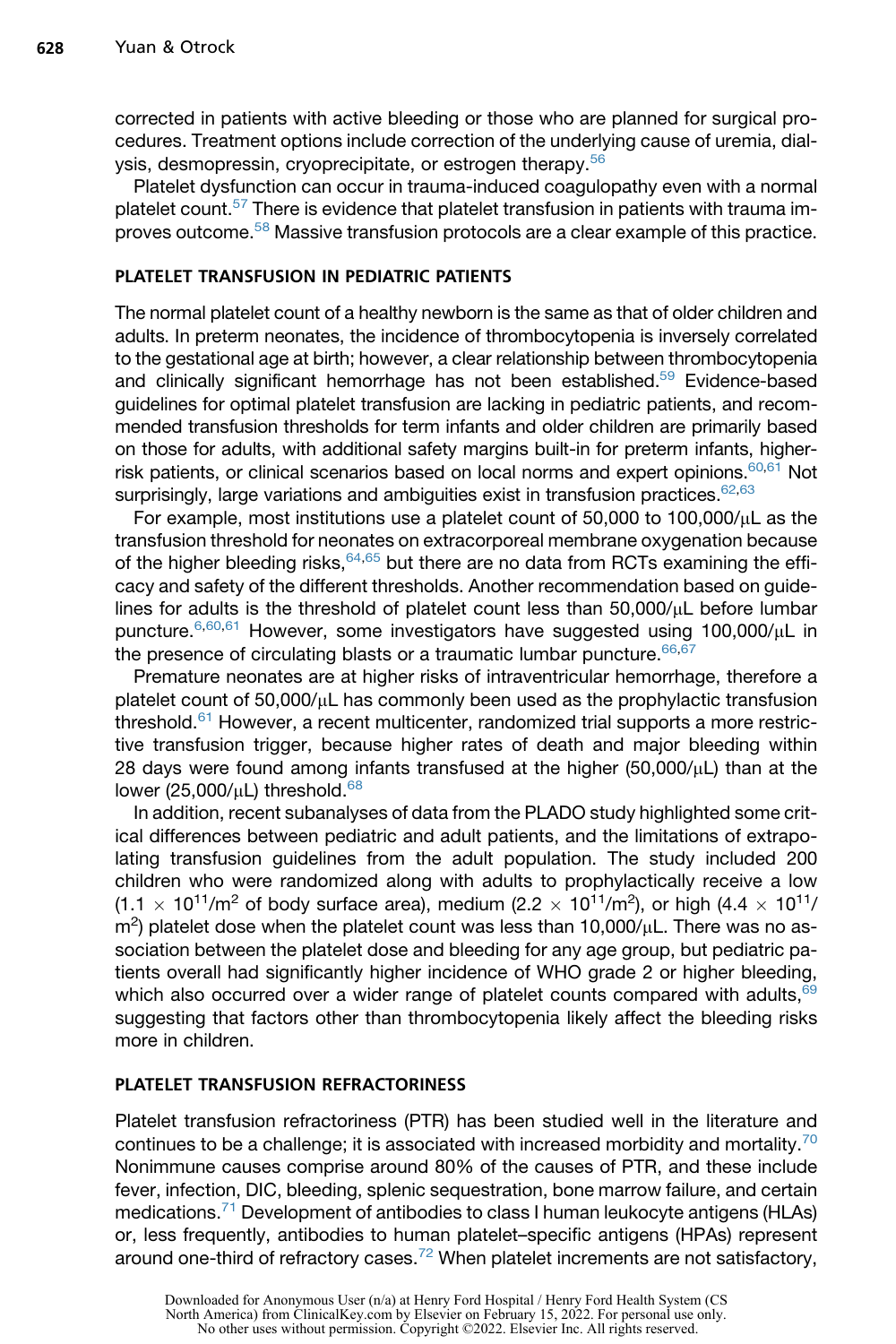corrected in patients with active bleeding or those who are planned for surgical procedures. Treatment options include correction of the underlying cause of uremia, dialysis, desmopressin, cryoprecipitate, or estrogen therapy.[56]

Platelet dysfunction can occur in trauma-induced coagulopathy even with a normal platelet count.[57] There is evidence that platelet transfusion in patients with trauma improves outcome.[58] Massive transfusion protocols are a clear example of this practice.

## PLATELET TRANSFUSION IN PEDIATRIC PATIENTS

The normal platelet count of a healthy newborn is the same as that of older children and adults. In preterm neonates, the incidence of thrombocytopenia is inversely correlated to the gestational age at birth; however, a clear relationship between thrombocytopenia and clinically significant hemorrhage has not been established.[59] Evidence-based guidelines for optimal platelet transfusion are lacking in pediatric patients, and recommended transfusion thresholds for term infants and older children are primarily based on those for adults, with additional safety margins built-in for preterm infants, higher-risk patients, or clinical scenarios based on local norms and expert opinions.[60,61] Not surprisingly, large variations and ambiguities exist in transfusion practices.[62,63]

For example, most institutions use a platelet count of 50,000 to 100,000/μL as the transfusion threshold for neonates on extracorporeal membrane oxygenation because of the higher bleeding risks,[64,65] but there are no data from RCTs examining the efficacy and safety of the different thresholds. Another recommendation based on guidelines for adults is the threshold of platelet count less than 50,000/μL before lumbar puncture.[6,60,61] However, some investigators have suggested using 100,000/μL in the presence of circulating blasts or a traumatic lumbar puncture.[66,67]

Premature neonates are at higher risks of intraventricular hemorrhage, therefore a platelet count of 50,000/μL has commonly been used as the prophylactic transfusion threshold.[61] However, a recent multicenter, randomized trial supports a more restrictive transfusion trigger, because higher rates of death and major bleeding within 28 days were found among infants transfused at the higher (50,000/μL) than at the lower (25,000/μL) threshold.[68]

In addition, recent subanalyses of data from the PLADO study highlighted some critical differences between pediatric and adult patients, and the limitations of extrapolating transfusion guidelines from the adult population. The study included 200 children who were randomized along with adults to prophylactically receive a low ($1.1 \times 10^{11}/m^2$ of body surface area), medium ($2.2 \times 10^{11}/m^2$), or high ($4.4 \times 10^{11}/m^2$) platelet dose when the platelet count was less than 10,000/μL. There was no association between the platelet dose and bleeding for any age group, but pediatric patients overall had significantly higher incidence of WHO grade 2 or higher bleeding, which also occurred over a wider range of platelet counts compared with adults,[69] suggesting that factors other than thrombocytopenia likely affect the bleeding risks more in children.

## PLATELET TRANSFUSION REFRACTORINESS

Platelet transfusion refractoriness (PTR) has been studied well in the literature and continues to be a challenge; it is associated with increased morbidity and mortality.[70] Nonimmune causes comprise around 80% of the causes of PTR, and these include fever, infection, DIC, bleeding, splenic sequestration, bone marrow failure, and certain medications.[71] Development of antibodies to class I human leukocyte antigens (HLAs) or, less frequently, antibodies to human platelet–specific antigens (HPAs) represent around one-third of refractory cases.[72] When platelet increments are not satisfactory,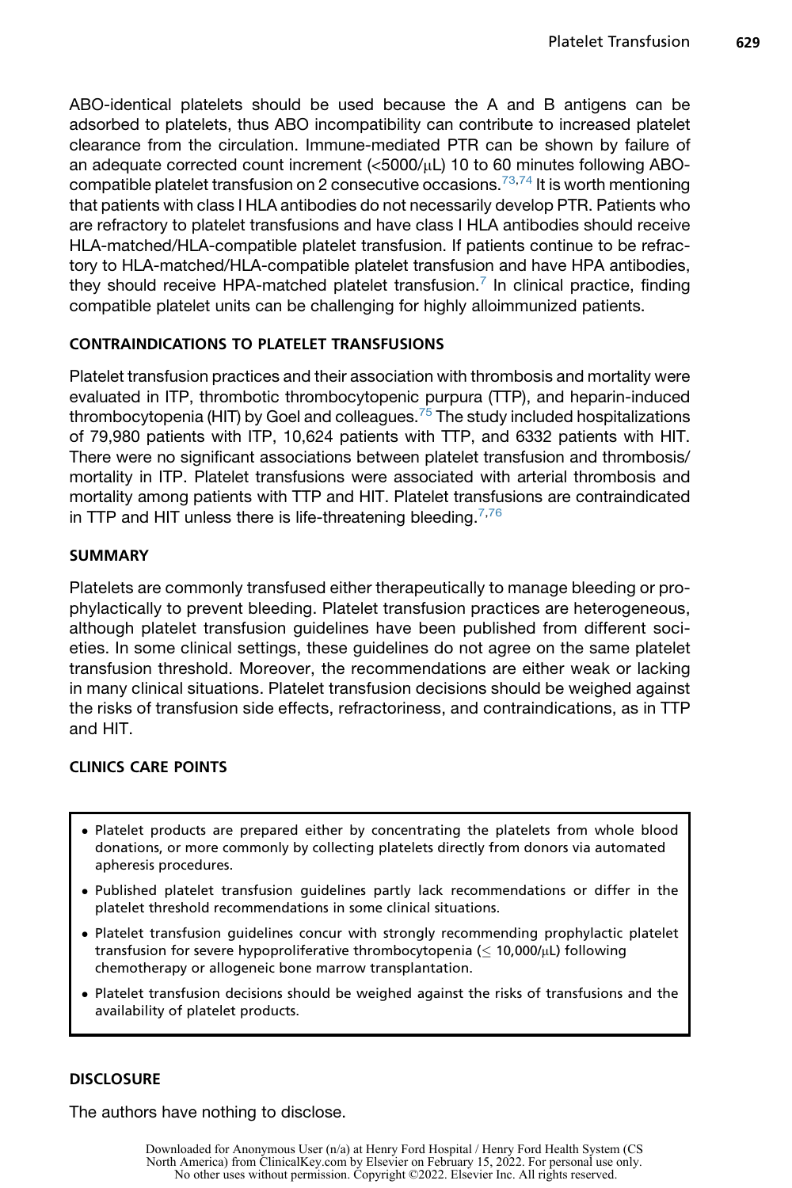ABO-identical platelets should be used because the A and B antigens can be adsorbed to platelets, thus ABO incompatibility can contribute to increased platelet clearance from the circulation. Immune-mediated PTR can be shown by failure of an adequate corrected count increment (<5000/μL) 10 to 60 minutes following ABO-compatible platelet transfusion on 2 consecutive occasions.[73,74] It is worth mentioning that patients with class I HLA antibodies do not necessarily develop PTR. Patients who are refractory to platelet transfusions and have class I HLA antibodies should receive HLA-matched/HLA-compatible platelet transfusion. If patients continue to be refractory to HLA-matched/HLA-compatible platelet transfusion and have HPA antibodies, they should receive HPA-matched platelet transfusion.[7] In clinical practice, finding compatible platelet units can be challenging for highly alloimmunized patients.

## CONTRAINDICATIONS TO PLATELET TRANSFUSIONS

Platelet transfusion practices and their association with thrombosis and mortality were evaluated in ITP, thrombotic thrombocytopenic purpura (TTP), and heparin-induced thrombocytopenia (HIT) by Goel and colleagues.[75] The study included hospitalizations of 79,980 patients with ITP, 10,624 patients with TTP, and 6332 patients with HIT. There were no significant associations between platelet transfusion and thrombosis/mortality in ITP. Platelet transfusions were associated with arterial thrombosis and mortality among patients with TTP and HIT. Platelet transfusions are contraindicated in TTP and HIT unless there is life-threatening bleeding.[7,76]

## SUMMARY

Platelets are commonly transfused either therapeutically to manage bleeding or prophylactically to prevent bleeding. Platelet transfusion practices are heterogeneous, although platelet transfusion guidelines have been published from different societies. In some clinical settings, these guidelines do not agree on the same platelet transfusion threshold. Moreover, the recommendations are either weak or lacking in many clinical situations. Platelet transfusion decisions should be weighed against the risks of transfusion side effects, refractoriness, and contraindications, as in TTP and HIT.

## CLINICS CARE POINTS

- Platelet products are prepared either by concentrating the platelets from whole blood donations, or more commonly by collecting platelets directly from donors via automated apheresis procedures.
- Published platelet transfusion guidelines partly lack recommendations or differ in the platelet threshold recommendations in some clinical situations.
- Platelet transfusion guidelines concur with strongly recommending prophylactic platelet transfusion for severe hypoproliferative thrombocytopenia ($\leq$ 10,000/μL) following chemotherapy or allogeneic bone marrow transplantation.
- Platelet transfusion decisions should be weighed against the risks of transfusions and the availability of platelet products.

## DISCLOSURE

The authors have nothing to disclose.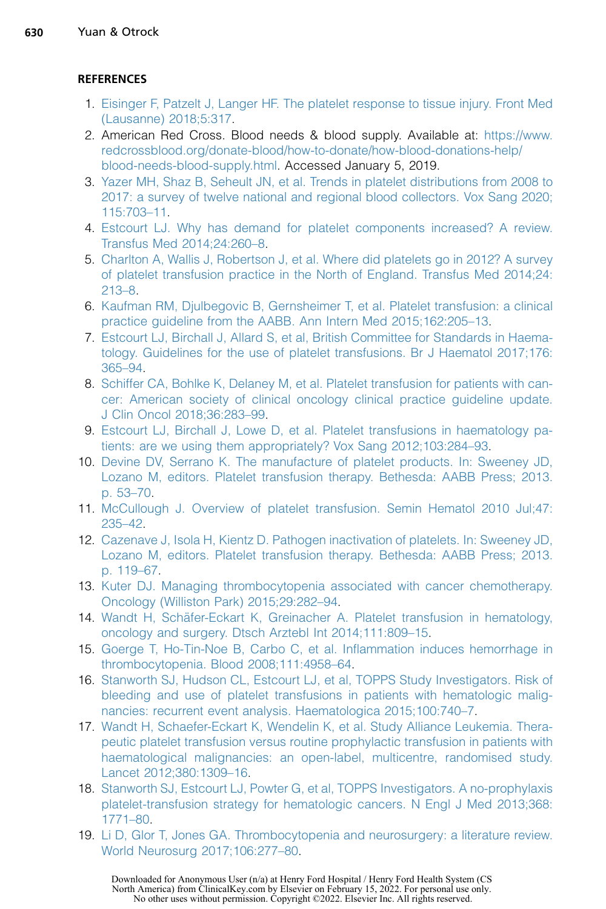## REFERENCES

1. Eisinger F, Patzelt J, Langer HF. The platelet response to tissue injury. Front Med (Lausanne) 2018;5:317.
2. American Red Cross. Blood needs & blood supply. Available at: https://www.redcrossblood.org/donate-blood/how-to-donate/how-blood-donations-help/blood-needs-blood-supply.html. Accessed January 5, 2019.
3. Yazer MH, Shaz B, Seheult JN, et al. Trends in platelet distributions from 2008 to 2017: a survey of twelve national and regional blood collectors. Vox Sang 2020;115:703–11.
4. Estcourt LJ. Why has demand for platelet components increased? A review. Transfus Med 2014;24:260–8.
5. Charlton A, Wallis J, Robertson J, et al. Where did platelets go in 2012? A survey of platelet transfusion practice in the North of England. Transfus Med 2014;24:213–8.
6. Kaufman RM, Djulbegovic B, Gernsheimer T, et al. Platelet transfusion: a clinical practice guideline from the AABB. Ann Intern Med 2015;162:205–13.
7. Estcourt LJ, Birchall J, Allard S, et al, British Committee for Standards in Haematology. Guidelines for the use of platelet transfusions. Br J Haematol 2017;176:365–94.
8. Schiffer CA, Bohlke K, Delaney M, et al. Platelet transfusion for patients with cancer: American society of clinical oncology clinical practice guideline update. J Clin Oncol 2018;36:283–99.
9. Estcourt LJ, Birchall J, Lowe D, et al. Platelet transfusions in haematology patients: are we using them appropriately? Vox Sang 2012;103:284–93.
10. Devine DV, Serrano K. The manufacture of platelet products. In: Sweeney JD, Lozano M, editors. Platelet transfusion therapy. Bethesda: AABB Press; 2013. p. 53–70.
11. McCullough J. Overview of platelet transfusion. Semin Hematol 2010 Jul;47:235–42.
12. Cazenave J, Isola H, Kientz D. Pathogen inactivation of platelets. In: Sweeney JD, Lozano M, editors. Platelet transfusion therapy. Bethesda: AABB Press; 2013. p. 119–67.
13. Kuter DJ. Managing thrombocytopenia associated with cancer chemotherapy. Oncology (Williston Park) 2015;29:282–94.
14. Wandt H, Schäfer-Eckart K, Greinacher A. Platelet transfusion in hematology, oncology and surgery. Dtsch Arztebl Int 2014;111:809–15.
15. Goerge T, Ho-Tin-Noe B, Carbo C, et al. Inflammation induces hemorrhage in thrombocytopenia. Blood 2008;111:4958–64.
16. Stanworth SJ, Hudson CL, Estcourt LJ, et al, TOPPS Study Investigators. Risk of bleeding and use of platelet transfusions in patients with hematologic malignancies: recurrent event analysis. Haematologica 2015;100:740–7.
17. Wandt H, Schaefer-Eckart K, Wendelin K, et al. Study Alliance Leukemia. Therapeutic platelet transfusion versus routine prophylactic transfusion in patients with haematological malignancies: an open-label, multicentre, randomised study. Lancet 2012;380:1309–16.
18. Stanworth SJ, Estcourt LJ, Powter G, et al, TOPPS Investigators. A no-prophylaxis platelet-transfusion strategy for hematologic cancers. N Engl J Med 2013;368:1771–80.
19. Li D, Glor T, Jones GA. Thrombocytopenia and neurosurgery: a literature review. World Neurosurg 2017;106:277–80.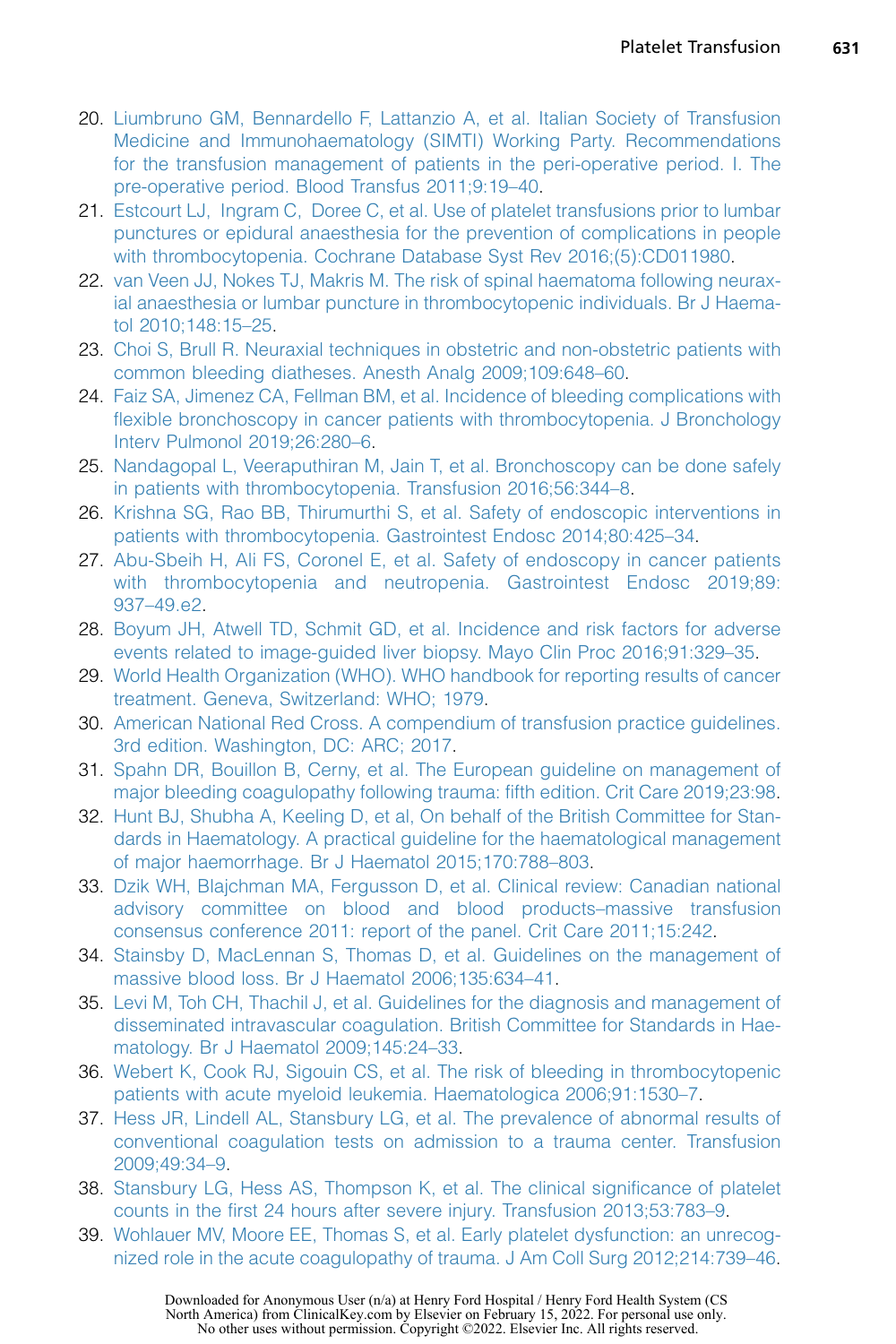20. Liumbruno GM, Bennardello F, Lattanzio A, et al. Italian Society of Transfusion Medicine and Immunohaematology (SIMTI) Working Party. Recommendations for the transfusion management of patients in the peri-operative period. I. The pre-operative period. Blood Transfus 2011;9:19–40.
21. Estcourt LJ, Ingram C, Doree C, et al. Use of platelet transfusions prior to lumbar punctures or epidural anaesthesia for the prevention of complications in people with thrombocytopenia. Cochrane Database Syst Rev 2016;(5):CD011980.
22. van Veen JJ, Nokes TJ, Makris M. The risk of spinal haematoma following neuraxial anaesthesia or lumbar puncture in thrombocytopenic individuals. Br J Haematol 2010;148:15–25.
23. Choi S, Brull R. Neuraxial techniques in obstetric and non-obstetric patients with common bleeding diatheses. Anesth Analg 2009;109:648–60.
24. Faiz SA, Jimenez CA, Fellman BM, et al. Incidence of bleeding complications with flexible bronchoscopy in cancer patients with thrombocytopenia. J Bronchology Interv Pulmonol 2019;26:280–6.
25. Nandagopal L, Veeraputhiran M, Jain T, et al. Bronchoscopy can be done safely in patients with thrombocytopenia. Transfusion 2016;56:344–8.
26. Krishna SG, Rao BB, Thirumurthi S, et al. Safety of endoscopic interventions in patients with thrombocytopenia. Gastrointest Endosc 2014;80:425–34.
27. Abu-Sbeih H, Ali FS, Coronel E, et al. Safety of endoscopy in cancer patients with thrombocytopenia and neutropenia. Gastrointest Endosc 2019;89:937–49.e2.
28. Boyum JH, Atwell TD, Schmit GD, et al. Incidence and risk factors for adverse events related to image-guided liver biopsy. Mayo Clin Proc 2016;91:329–35.
29. World Health Organization (WHO). WHO handbook for reporting results of cancer treatment. Geneva, Switzerland: WHO; 1979.
30. American National Red Cross. A compendium of transfusion practice guidelines. 3rd edition. Washington, DC: ARC; 2017.
31. Spahn DR, Bouillon B, Cerny, et al. The European guideline on management of major bleeding coagulopathy following trauma: fifth edition. Crit Care 2019;23:98.
32. Hunt BJ, Shubha A, Keeling D, et al, On behalf of the British Committee for Standards in Haematology. A practical guideline for the haematological management of major haemorrhage. Br J Haematol 2015;170:788–803.
33. Dzik WH, Blajchman MA, Fergusson D, et al. Clinical review: Canadian national advisory committee on blood and blood products–massive transfusion consensus conference 2011: report of the panel. Crit Care 2011;15:242.
34. Stainsby D, MacLennan S, Thomas D, et al. Guidelines on the management of massive blood loss. Br J Haematol 2006;135:634–41.
35. Levi M, Toh CH, Thachil J, et al. Guidelines for the diagnosis and management of disseminated intravascular coagulation. British Committee for Standards in Haematology. Br J Haematol 2009;145:24–33.
36. Webert K, Cook RJ, Sigouin CS, et al. The risk of bleeding in thrombocytopenic patients with acute myeloid leukemia. Haematologica 2006;91:1530–7.
37. Hess JR, Lindell AL, Stansbury LG, et al. The prevalence of abnormal results of conventional coagulation tests on admission to a trauma center. Transfusion 2009;49:34–9.
38. Stansbury LG, Hess AS, Thompson K, et al. The clinical significance of platelet counts in the first 24 hours after severe injury. Transfusion 2013;53:783–9.
39. Wohlauer MV, Moore EE, Thomas S, et al. Early platelet dysfunction: an unrecognized role in the acute coagulopathy of trauma. J Am Coll Surg 2012;214:739–46.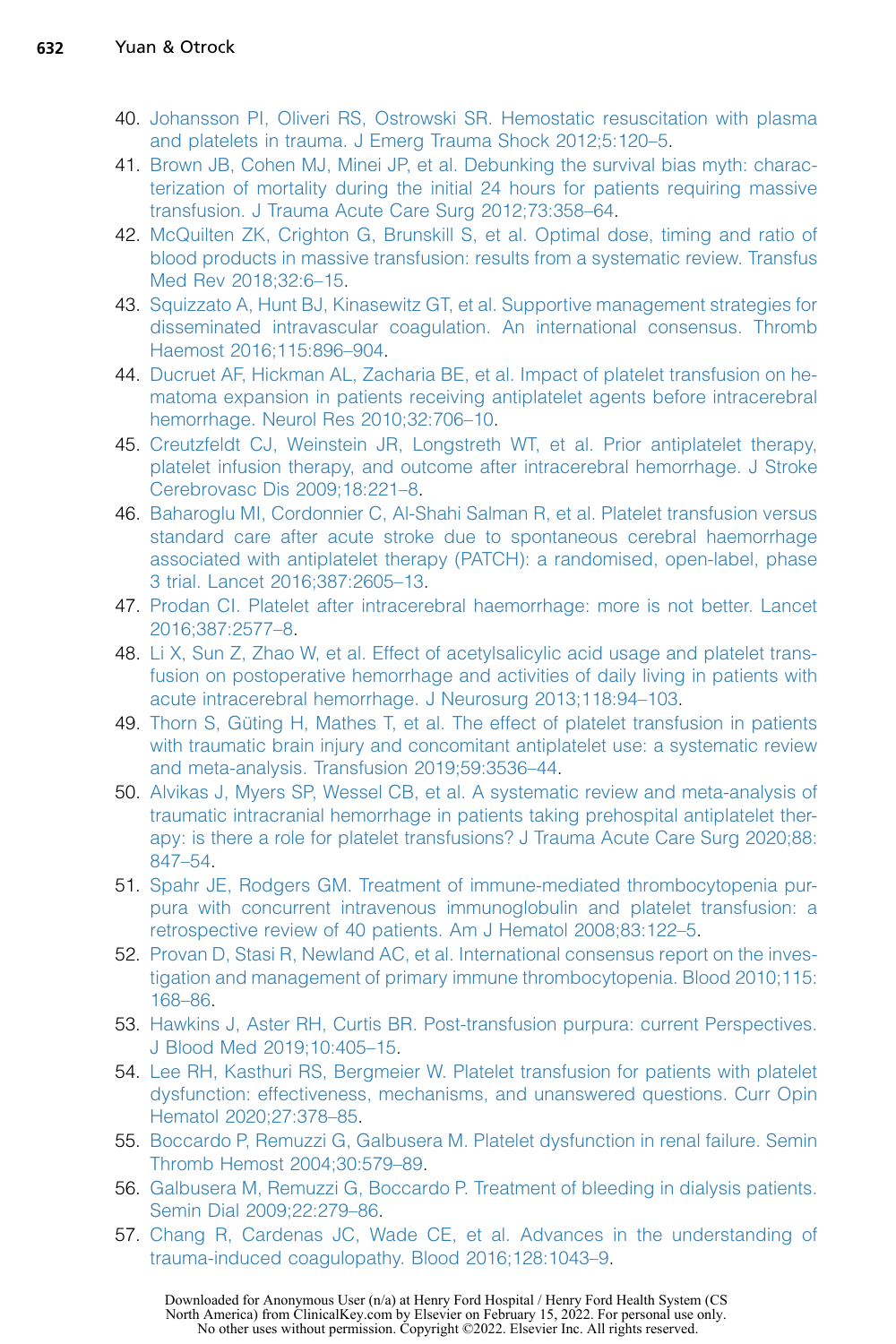40. Johansson PI, Oliveri RS, Ostrowski SR. Hemostatic resuscitation with plasma and platelets in trauma. J Emerg Trauma Shock 2012;5:120–5.
41. Brown JB, Cohen MJ, Minei JP, et al. Debunking the survival bias myth: characterization of mortality during the initial 24 hours for patients requiring massive transfusion. J Trauma Acute Care Surg 2012;73:358–64.
42. McQuilten ZK, Crighton G, Brunskill S, et al. Optimal dose, timing and ratio of blood products in massive transfusion: results from a systematic review. Transfus Med Rev 2018;32:6–15.
43. Squizzato A, Hunt BJ, Kinasewitz GT, et al. Supportive management strategies for disseminated intravascular coagulation. An international consensus. Thromb Haemost 2016;115:896–904.
44. Ducruet AF, Hickman AL, Zacharia BE, et al. Impact of platelet transfusion on hematoma expansion in patients receiving antiplatelet agents before intracerebral hemorrhage. Neurol Res 2010;32:706–10.
45. Creutzfeldt CJ, Weinstein JR, Longstreth WT, et al. Prior antiplatelet therapy, platelet infusion therapy, and outcome after intracerebral hemorrhage. J Stroke Cerebrovasc Dis 2009;18:221–8.
46. Baharoglu MI, Cordonnier C, Al-Shahi Salman R, et al. Platelet transfusion versus standard care after acute stroke due to spontaneous cerebral haemorrhage associated with antiplatelet therapy (PATCH): a randomised, open-label, phase 3 trial. Lancet 2016;387:2605–13.
47. Prodan CI. Platelet after intracerebral haemorrhage: more is not better. Lancet 2016;387:2577–8.
48. Li X, Sun Z, Zhao W, et al. Effect of acetylsalicylic acid usage and platelet transfusion on postoperative hemorrhage and activities of daily living in patients with acute intracerebral hemorrhage. J Neurosurg 2013;118:94–103.
49. Thorn S, Güting H, Mathes T, et al. The effect of platelet transfusion in patients with traumatic brain injury and concomitant antiplatelet use: a systematic review and meta-analysis. Transfusion 2019;59:3536–44.
50. Alvikas J, Myers SP, Wessel CB, et al. A systematic review and meta-analysis of traumatic intracranial hemorrhage in patients taking prehospital antiplatelet therapy: is there a role for platelet transfusions? J Trauma Acute Care Surg 2020;88:847–54.
51. Spahr JE, Rodgers GM. Treatment of immune-mediated thrombocytopenia purpura with concurrent intravenous immunoglobulin and platelet transfusion: a retrospective review of 40 patients. Am J Hematol 2008;83:122–5.
52. Provan D, Stasi R, Newland AC, et al. International consensus report on the investigation and management of primary immune thrombocytopenia. Blood 2010;115:168–86.
53. Hawkins J, Aster RH, Curtis BR. Post-transfusion purpura: current Perspectives. J Blood Med 2019;10:405–15.
54. Lee RH, Kasthuri RS, Bergmeier W. Platelet transfusion for patients with platelet dysfunction: effectiveness, mechanisms, and unanswered questions. Curr Opin Hematol 2020;27:378–85.
55. Boccardo P, Remuzzi G, Galbusera M. Platelet dysfunction in renal failure. Semin Thromb Hemost 2004;30:579–89.
56. Galbusera M, Remuzzi G, Boccardo P. Treatment of bleeding in dialysis patients. Semin Dial 2009;22:279–86.
57. Chang R, Cardenas JC, Wade CE, et al. Advances in the understanding of trauma-induced coagulopathy. Blood 2016;128:1043–9.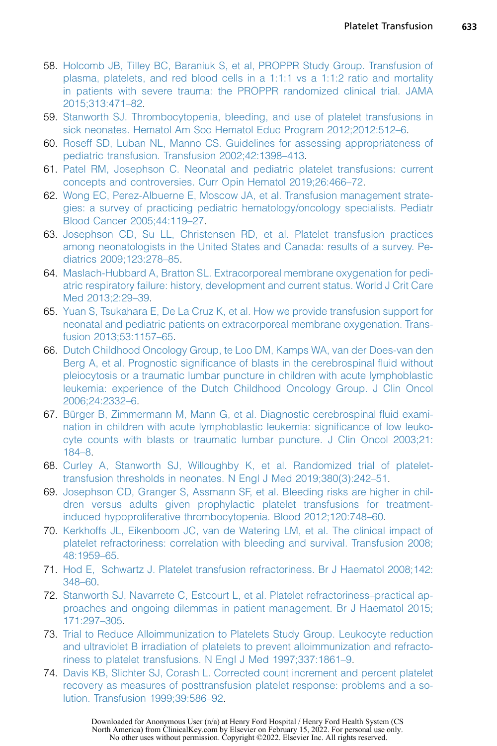58. Holcomb JB, Tilley BC, Baraniuk S, et al, PROPPR Study Group. Transfusion of plasma, platelets, and red blood cells in a 1:1:1 vs a 1:1:2 ratio and mortality in patients with severe trauma: the PROPPR randomized clinical trial. JAMA 2015;313:471–82.
59. Stanworth SJ. Thrombocytopenia, bleeding, and use of platelet transfusions in sick neonates. Hematol Am Soc Hematol Educ Program 2012;2012:512–6.
60. Roseff SD, Luban NL, Manno CS. Guidelines for assessing appropriateness of pediatric transfusion. Transfusion 2002;42:1398–413.
61. Patel RM, Josephson C. Neonatal and pediatric platelet transfusions: current concepts and controversies. Curr Opin Hematol 2019;26:466–72.
62. Wong EC, Perez-Albuerne E, Moscow JA, et al. Transfusion management strategies: a survey of practicing pediatric hematology/oncology specialists. Pediatr Blood Cancer 2005;44:119–27.
63. Josephson CD, Su LL, Christensen RD, et al. Platelet transfusion practices among neonatologists in the United States and Canada: results of a survey. Pediatrics 2009;123:278–85.
64. Maslach-Hubbard A, Bratton SL. Extracorporeal membrane oxygenation for pediatric respiratory failure: history, development and current status. World J Crit Care Med 2013;2:29–39.
65. Yuan S, Tsukahara E, De La Cruz K, et al. How we provide transfusion support for neonatal and pediatric patients on extracorporeal membrane oxygenation. Transfusion 2013;53:1157–65.
66. Dutch Childhood Oncology Group, te Loo DM, Kamps WA, van der Does-van den Berg A, et al. Prognostic significance of blasts in the cerebrospinal fluid without pleiocytosis or a traumatic lumbar puncture in children with acute lymphoblastic leukemia: experience of the Dutch Childhood Oncology Group. J Clin Oncol 2006;24:2332–6.
67. Bürger B, Zimmermann M, Mann G, et al. Diagnostic cerebrospinal fluid examination in children with acute lymphoblastic leukemia: significance of low leukocyte counts with blasts or traumatic lumbar puncture. J Clin Oncol 2003;21:184–8.
68. Curley A, Stanworth SJ, Willoughby K, et al. Randomized trial of platelet-transfusion thresholds in neonates. N Engl J Med 2019;380(3):242–51.
69. Josephson CD, Granger S, Assmann SF, et al. Bleeding risks are higher in children versus adults given prophylactic platelet transfusions for treatment-induced hypoproliferative thrombocytopenia. Blood 2012;120:748–60.
70. Kerkhoffs JL, Eikenboom JC, van de Watering LM, et al. The clinical impact of platelet refractoriness: correlation with bleeding and survival. Transfusion 2008;48:1959–65.
71. Hod E, Schwartz J. Platelet transfusion refractoriness. Br J Haematol 2008;142:348–60.
72. Stanworth SJ, Navarrete C, Estcourt L, et al. Platelet refractoriness–practical approaches and ongoing dilemmas in patient management. Br J Haematol 2015;171:297–305.
73. Trial to Reduce Alloimmunization to Platelets Study Group. Leukocyte reduction and ultraviolet B irradiation of platelets to prevent alloimmunization and refractoriness to platelet transfusions. N Engl J Med 1997;337:1861–9.
74. Davis KB, Slichter SJ, Corash L. Corrected count increment and percent platelet recovery as measures of posttransfusion platelet response: problems and a solution. Transfusion 1999;39:586–92.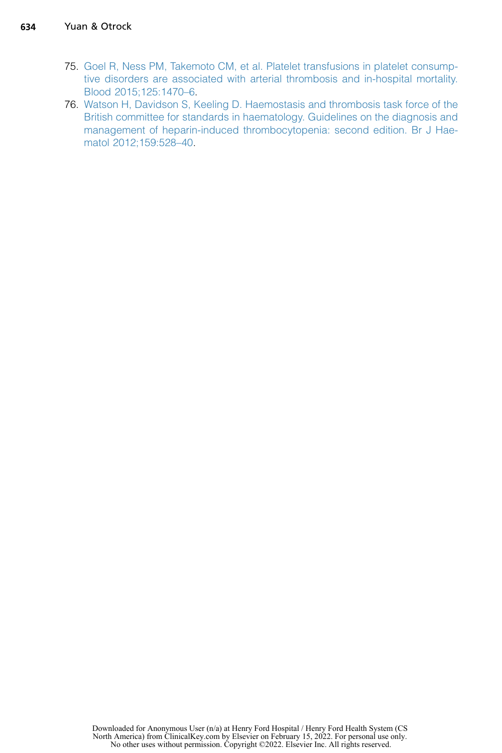75. Goel R, Ness PM, Takemoto CM, et al. Platelet transfusions in platelet consumptive disorders are associated with arterial thrombosis and in-hospital mortality. Blood 2015;125:1470–6.
76. Watson H, Davidson S, Keeling D. Haemostasis and thrombosis task force of the British committee for standards in haematology. Guidelines on the diagnosis and management of heparin-induced thrombocytopenia: second edition. Br J Haematol 2012;159:528–40.